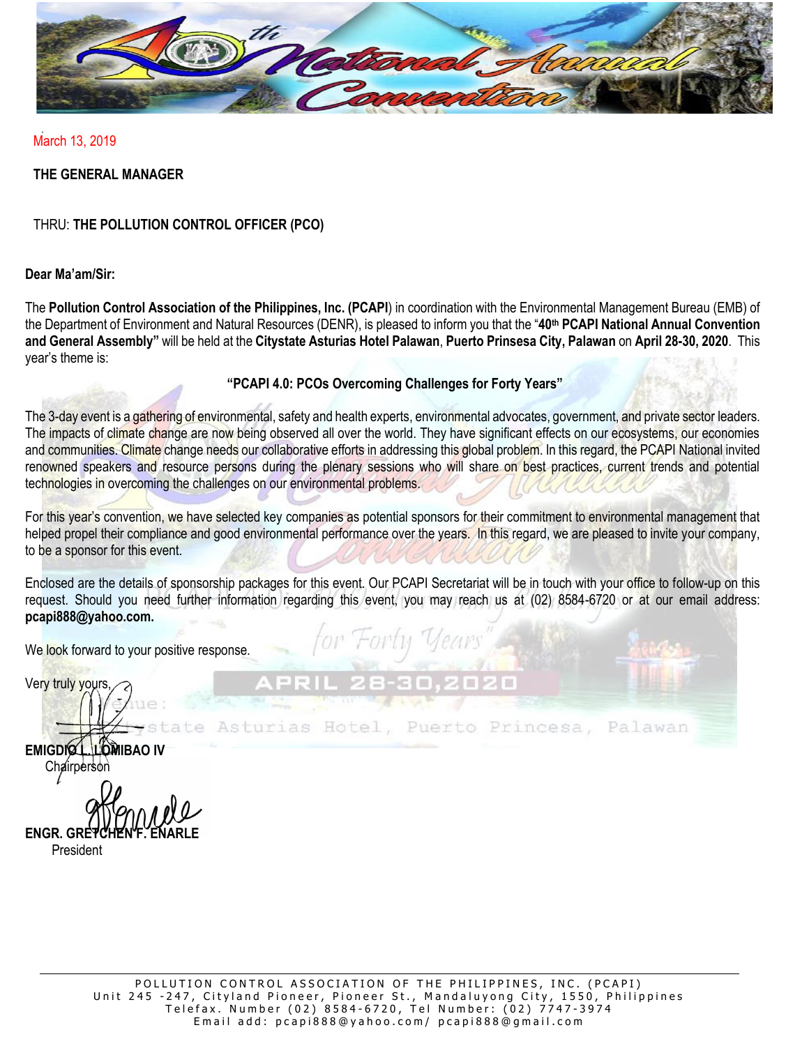March 13, 2019

**THE GENERAL MANAGER**

THRU: **THE POLLUTION CONTROL OFFICER (PCO)**

**Dear Ma'am/Sir:**

The **Pollution Control Association of the Philippines, Inc. (PCAPI)** in coordination with the Environmental Management Bureau (EMB) of the Department of Environment and Natural Resources (DENR), is pleased to inform you that the "**40th PCAPI National Annual Convention and General Assembly"** will be held at the **Citystate Asturias Hotel Palawan**, **Puerto Prinsesa City, Palawan** on **April 28-30, 2020**. This year's theme is:

**"PCAPI 4.0: PCOs Overcoming Challenges for Forty Years"**

The 3-day event is a gathering of environmental, safety and health experts, environmental advocates, government, and private sector leaders. The impacts of climate change are now being observed all over the world. They have significant effects on our ecosystems, our economies and communities. Climate change needs our collaborative efforts in addressing this global problem. In this regard, the PCAPI National invited renowned speakers and resource persons during the plenary sessions who will share on best practices, current trends and potential technologies in overcoming the challenges on our environmental problems.

For this year's convention, we have selected key companies as potential sponsors for their commitment to environmental management that helped propel their compliance and good environmental performance over the years. In this regard, we are pleased to invite your company, to be a sponsor for this event.

Enclosed are the details of sponsorship packages for this event. Our PCAPI Secretariat will be in touch with your office to follow-up on this request. Should you need further information regarding this event, you may reach us at (02) 8584-6720 or at our email address: **pcapi888@yahoo.com.**

We look forward to your positive response.

Very truly yours,

**EMIGDIO L. LOMIBAO IV**
Chairperson

**ENGR. GRETCHEN F. ENARLE**
President

POLLUTION CONTROL ASSOCIATION OF THE PHILIPPINES, INC. (PCAPI)
Unit 245 -247, Cityland Pioneer, Pioneer St., Mandaluyong City, 1550, Philippines
Telefax. Number (02) 8584-6720, Tel Number: (02) 7747-3974
Email add: pcapi888@yahoo.com/ pcapi888@gmail.com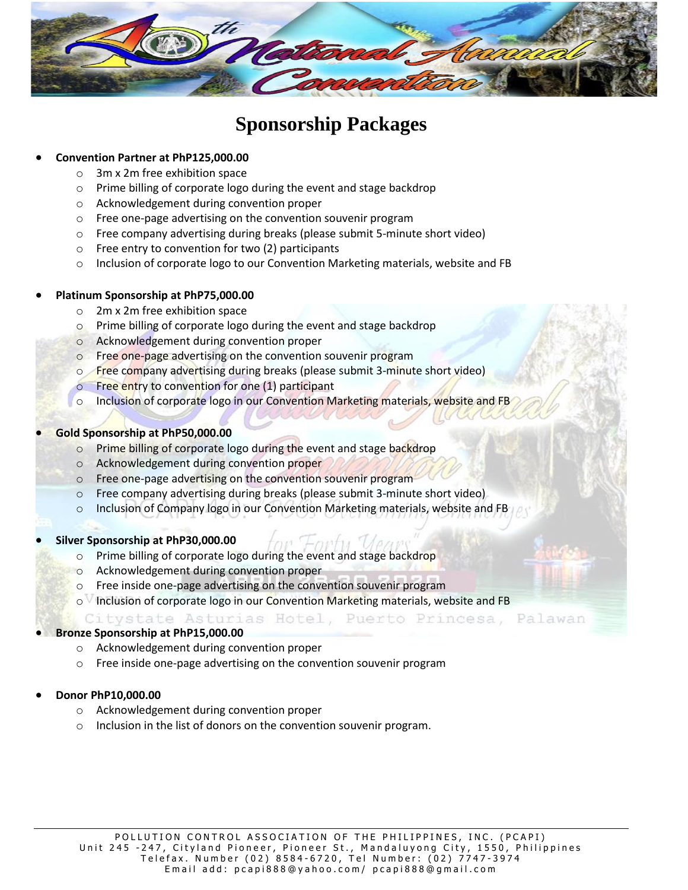# Sponsorship Packages

- **Convention Partner at PhP125,000.00**
  - 3m x 2m free exhibition space
  - Prime billing of corporate logo during the event and stage backdrop
  - Acknowledgement during convention proper
  - Free one-page advertising on the convention souvenir program
  - Free company advertising during breaks (please submit 5-minute short video)
  - Free entry to convention for two (2) participants
  - Inclusion of corporate logo to our Convention Marketing materials, website and FB

- **Platinum Sponsorship at PhP75,000.00**
  - 2m x 2m free exhibition space
  - Prime billing of corporate logo during the event and stage backdrop
  - Acknowledgement during convention proper
  - Free one-page advertising on the convention souvenir program
  - Free company advertising during breaks (please submit 3-minute short video)
  - Free entry to convention for one (1) participant
  - Inclusion of corporate logo in our Convention Marketing materials, website and FB

- **Gold Sponsorship at PhP50,000.00**
  - Prime billing of corporate logo during the event and stage backdrop
  - Acknowledgement during convention proper
  - Free one-page advertising on the convention souvenir program
  - Free company advertising during breaks (please submit 3-minute short video)
  - Inclusion of Company logo in our Convention Marketing materials, website and FB

- **Silver Sponsorship at PhP30,000.00**
  - Prime billing of corporate logo during the event and stage backdrop
  - Acknowledgement during convention proper
  - Free inside one-page advertising on the convention souvenir program
  - Inclusion of corporate logo in our Convention Marketing materials, website and FB

- **Bronze Sponsorship at PhP15,000.00**
  - Acknowledgement during convention proper
  - Free inside one-page advertising on the convention souvenir program

- **Donor PhP10,000.00**
  - Acknowledgement during convention proper
  - Inclusion in the list of donors on the convention souvenir program.

POLLUTION CONTROL ASSOCIATION OF THE PHILIPPINES, INC. (PCAPI)
Unit 245 -247, Cityland Pioneer, Pioneer St., Mandaluyong City, 1550, Philippines
Telefax. Number (02) 8584-6720, Tel Number: (02) 7747-3974
Email add: pcapi888@yahoo.com/ pcapi888@gmail.com